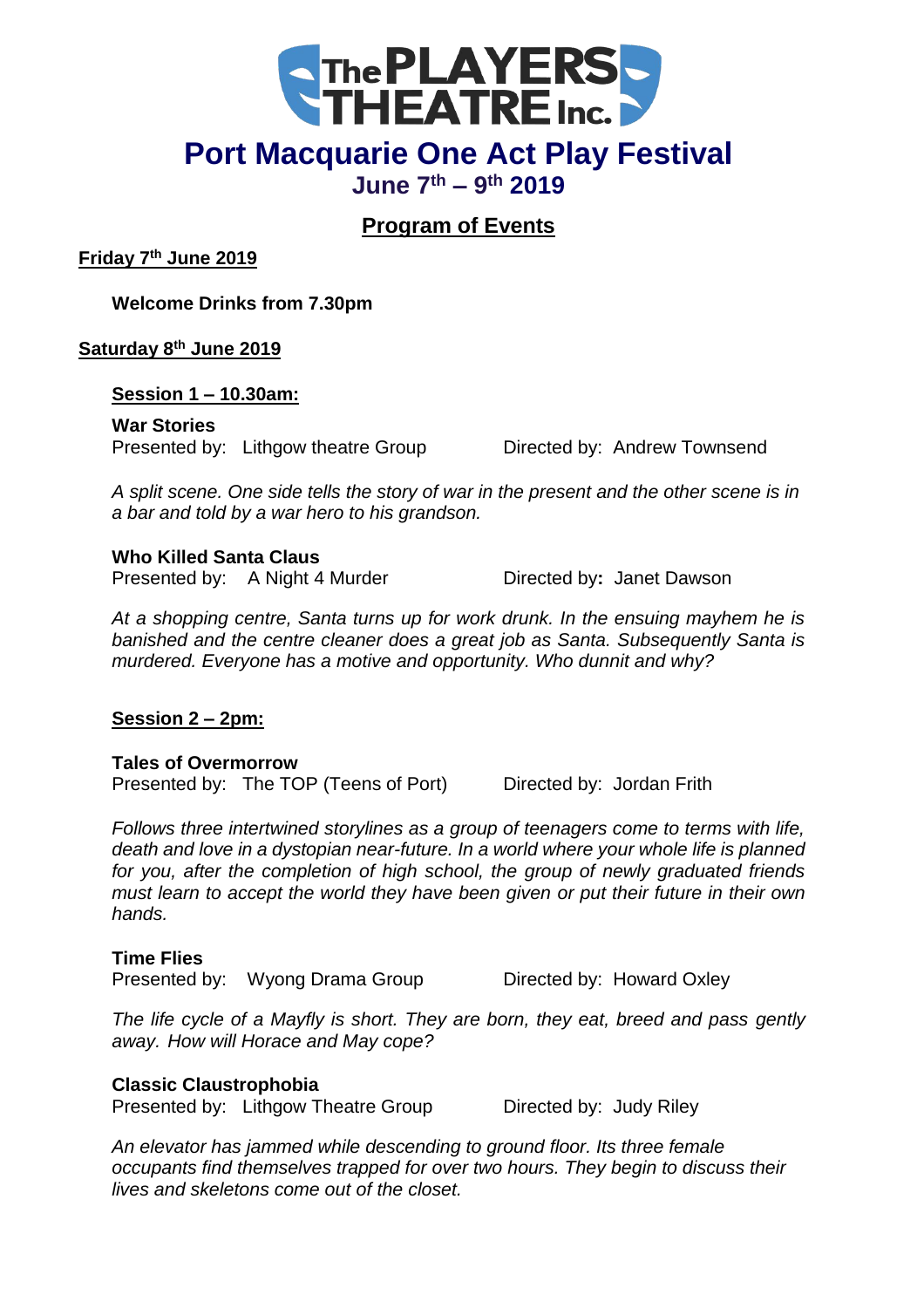# The PLAYERS THEATRE Inc.

# Port Macquarie One Act Play Festival

## June 7th – 9th 2019

## Program of Events

**Friday 7th June 2019**

**Welcome Drinks from 7.30pm**

**Saturday 8th June 2019**

**Session 1 – 10.30am:**

**War Stories**
Presented by: Lithgow theatre Group — Directed by: Andrew Townsend

*A split scene. One side tells the story of war in the present and the other scene is in a bar and told by a war hero to his grandson.*

**Who Killed Santa Claus**
Presented by: A Night 4 Murder — Directed by: Janet Dawson

*At a shopping centre, Santa turns up for work drunk. In the ensuing mayhem he is banished and the centre cleaner does a great job as Santa. Subsequently Santa is murdered. Everyone has a motive and opportunity. Who dunnit and why?*

**Session 2 – 2pm:**

**Tales of Overmorrow**
Presented by: The TOP (Teens of Port) — Directed by: Jordan Frith

*Follows three intertwined storylines as a group of teenagers come to terms with life, death and love in a dystopian near-future. In a world where your whole life is planned for you, after the completion of high school, the group of newly graduated friends must learn to accept the world they have been given or put their future in their own hands.*

**Time Flies**
Presented by: Wyong Drama Group — Directed by: Howard Oxley

*The life cycle of a Mayfly is short. They are born, they eat, breed and pass gently away. How will Horace and May cope?*

**Classic Claustrophobia**
Presented by: Lithgow Theatre Group — Directed by: Judy Riley

*An elevator has jammed while descending to ground floor. Its three female occupants find themselves trapped for over two hours. They begin to discuss their lives and skeletons come out of the closet.*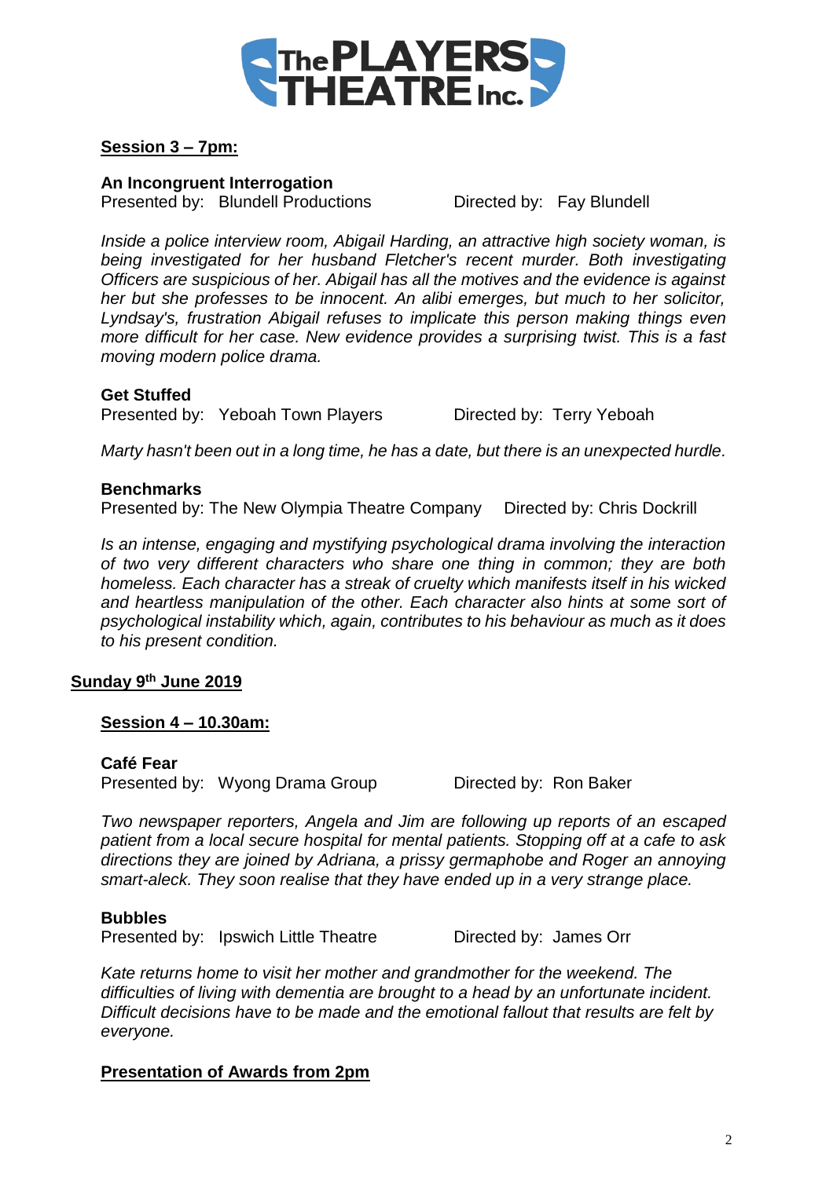The PLAYERS THEATRE Inc.

**Session 3 – 7pm:**

**An Incongruent Interrogation**
Presented by: Blundell Productions Directed by: Fay Blundell

*Inside a police interview room, Abigail Harding, an attractive high society woman, is being investigated for her husband Fletcher's recent murder. Both investigating Officers are suspicious of her. Abigail has all the motives and the evidence is against her but she professes to be innocent. An alibi emerges, but much to her solicitor, Lyndsay's, frustration Abigail refuses to implicate this person making things even more difficult for her case. New evidence provides a surprising twist. This is a fast moving modern police drama.*

**Get Stuffed**
Presented by: Yeboah Town Players Directed by: Terry Yeboah

*Marty hasn't been out in a long time, he has a date, but there is an unexpected hurdle.*

**Benchmarks**
Presented by: The New Olympia Theatre Company Directed by: Chris Dockrill

*Is an intense, engaging and mystifying psychological drama involving the interaction of two very different characters who share one thing in common; they are both homeless. Each character has a streak of cruelty which manifests itself in his wicked and heartless manipulation of the other. Each character also hints at some sort of psychological instability which, again, contributes to his behaviour as much as it does to his present condition.*

**Sunday 9th June 2019**

**Session 4 – 10.30am:**

**Café Fear**
Presented by: Wyong Drama Group Directed by: Ron Baker

*Two newspaper reporters, Angela and Jim are following up reports of an escaped patient from a local secure hospital for mental patients. Stopping off at a cafe to ask directions they are joined by Adriana, a prissy germaphobe and Roger an annoying smart-aleck. They soon realise that they have ended up in a very strange place.*

**Bubbles**
Presented by: Ipswich Little Theatre Directed by: James Orr

*Kate returns home to visit her mother and grandmother for the weekend. The difficulties of living with dementia are brought to a head by an unfortunate incident. Difficult decisions have to be made and the emotional fallout that results are felt by everyone.*

**Presentation of Awards from 2pm**